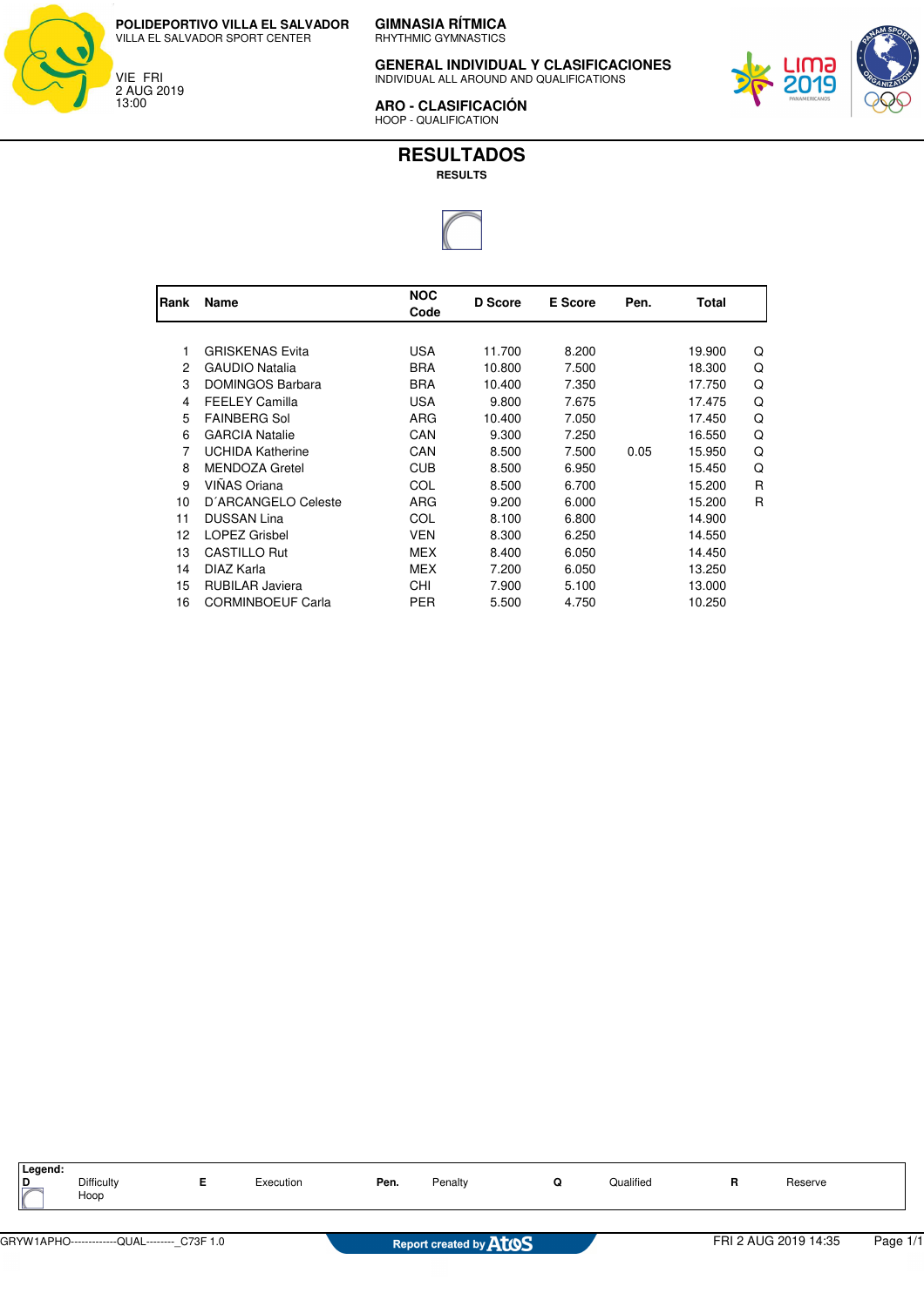**POLIDEPORTIVO VILLA EL SALVADOR**
VILLA EL SALVADOR SPORT CENTER

VIE FRI
2 AUG 2019
13:00

**GIMNASIA RÍTMICA**
RHYTHMIC GYMNASTICS

**GENERAL INDIVIDUAL Y CLASIFICACIONES**
INDIVIDUAL ALL AROUND AND QUALIFICATIONS

**ARO - CLASIFICACIÓN**
HOOP - QUALIFICATION

# RESULTADOS
**RESULTS**

| Rank | Name | NOC Code | D Score | E Score | Pen. | Total | |
|---|---|---|---|---|---|---|---|
| 1 | GRISKENAS Evita | USA | 11.700 | 8.200 | | 19.900 | Q |
| 2 | GAUDIO Natalia | BRA | 10.800 | 7.500 | | 18.300 | Q |
| 3 | DOMINGOS Barbara | BRA | 10.400 | 7.350 | | 17.750 | Q |
| 4 | FEELEY Camilla | USA | 9.800 | 7.675 | | 17.475 | Q |
| 5 | FAINBERG Sol | ARG | 10.400 | 7.050 | | 17.450 | Q |
| 6 | GARCIA Natalie | CAN | 9.300 | 7.250 | | 16.550 | Q |
| 7 | UCHIDA Katherine | CAN | 8.500 | 7.500 | 0.05 | 15.950 | Q |
| 8 | MENDOZA Gretel | CUB | 8.500 | 6.950 | | 15.450 | Q |
| 9 | VIÑAS Oriana | COL | 8.500 | 6.700 | | 15.200 | R |
| 10 | D´ARCANGELO Celeste | ARG | 9.200 | 6.000 | | 15.200 | R |
| 11 | DUSSAN Lina | COL | 8.100 | 6.800 | | 14.900 | |
| 12 | LOPEZ Grisbel | VEN | 8.300 | 6.250 | | 14.550 | |
| 13 | CASTILLO Rut | MEX | 8.400 | 6.050 | | 14.450 | |
| 14 | DIAZ Karla | MEX | 7.200 | 6.050 | | 13.250 | |
| 15 | RUBILAR Javiera | CHI | 7.900 | 5.100 | | 13.000 | |
| 16 | CORMINBOEUF Carla | PER | 5.500 | 4.750 | | 10.250 | |

**Legend:**

| | | | | | | | | | |
|---|---|---|---|---|---|---|---|---|---|
| **D** | Difficulty | **E** | Execution | **Pen.** | Penalty | **Q** | Qualified | **R** | Reserve |
| | Hoop | | | | | | | | |

GRYW1APHO-------------QUAL--------_C73F 1.0 — Report created by Atos — FRI 2 AUG 2019 14:35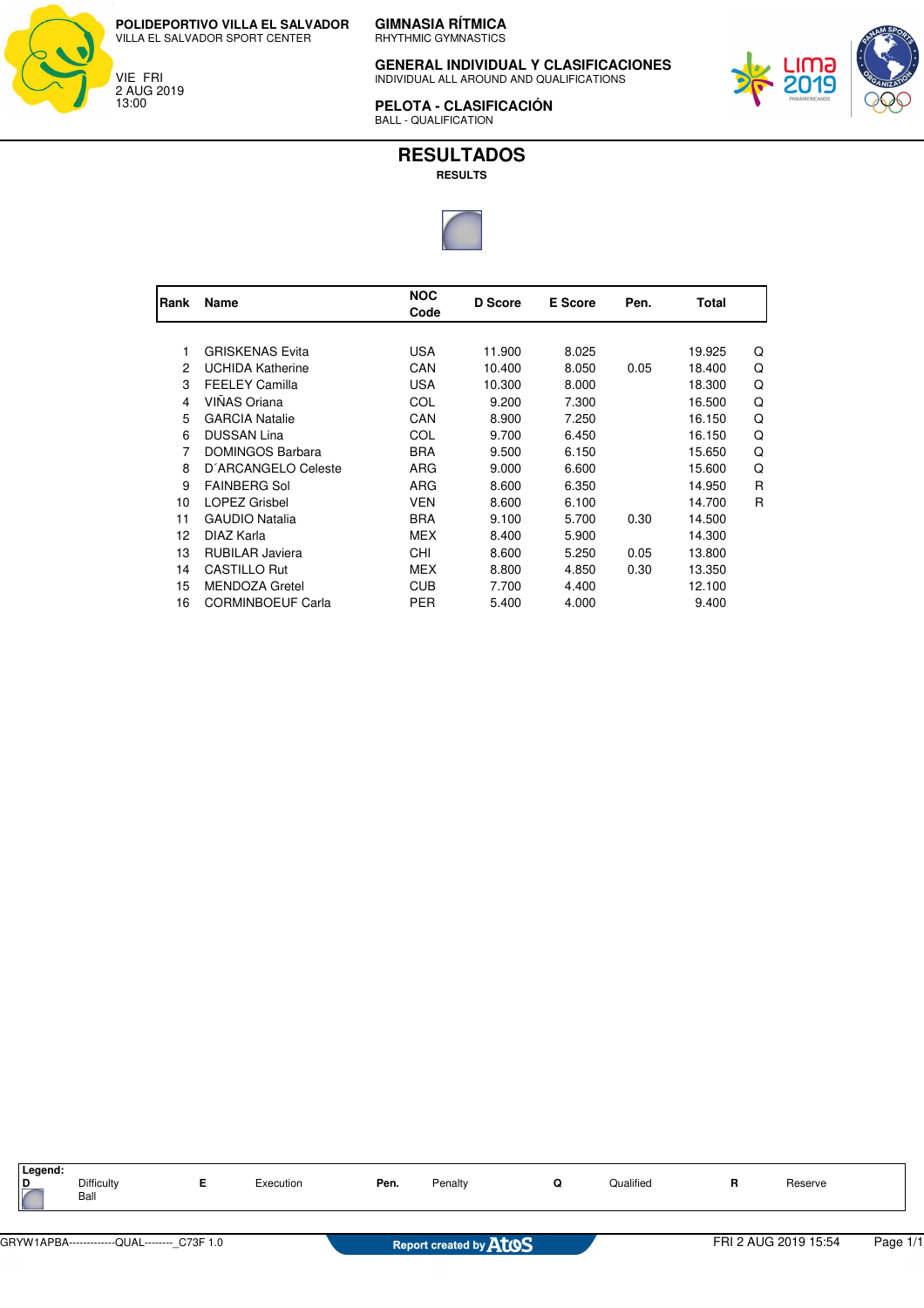**POLIDEPORTIVO VILLA EL SALVADOR**
VILLA EL SALVADOR SPORT CENTER

VIE FRI
2 AUG 2019
13:00

**GIMNASIA RÍTMICA**
RHYTHMIC GYMNASTICS

**GENERAL INDIVIDUAL Y CLASIFICACIONES**
INDIVIDUAL ALL AROUND AND QUALIFICATIONS

**PELOTA - CLASIFICACIÓN**
BALL - QUALIFICATION

# RESULTADOS

**RESULTS**

| Rank | Name | NOC Code | D Score | E Score | Pen. | Total | |
|---|---|---|---|---|---|---|---|
| 1 | GRISKENAS Evita | USA | 11.900 | 8.025 | | 19.925 | Q |
| 2 | UCHIDA Katherine | CAN | 10.400 | 8.050 | 0.05 | 18.400 | Q |
| 3 | FEELEY Camilla | USA | 10.300 | 8.000 | | 18.300 | Q |
| 4 | VIÑAS Oriana | COL | 9.200 | 7.300 | | 16.500 | Q |
| 5 | GARCIA Natalie | CAN | 8.900 | 7.250 | | 16.150 | Q |
| 6 | DUSSAN Lina | COL | 9.700 | 6.450 | | 16.150 | Q |
| 7 | DOMINGOS Barbara | BRA | 9.500 | 6.150 | | 15.650 | Q |
| 8 | D´ARCANGELO Celeste | ARG | 9.000 | 6.600 | | 15.600 | Q |
| 9 | FAINBERG Sol | ARG | 8.600 | 6.350 | | 14.950 | R |
| 10 | LOPEZ Grisbel | VEN | 8.600 | 6.100 | | 14.700 | R |
| 11 | GAUDIO Natalia | BRA | 9.100 | 5.700 | 0.30 | 14.500 | |
| 12 | DIAZ Karla | MEX | 8.400 | 5.900 | | 14.300 | |
| 13 | RUBILAR Javiera | CHI | 8.600 | 5.250 | 0.05 | 13.800 | |
| 14 | CASTILLO Rut | MEX | 8.800 | 4.850 | 0.30 | 13.350 | |
| 15 | MENDOZA Gretel | CUB | 7.700 | 4.400 | | 12.100 | |
| 16 | CORMINBOEUF Carla | PER | 5.400 | 4.000 | | 9.400 | |

**Legend:**

| | | | | | | | | | |
|---|---|---|---|---|---|---|---|---|---|
| D | Difficulty | E | Execution | Pen. | Penalty | Q | Qualified | R | Reserve |
| | Ball | | | | | | | | |

GRYW1APBA-------------QUAL--------_C73F 1.0 — Report created by AtoS — FRI 2 AUG 2019 15:54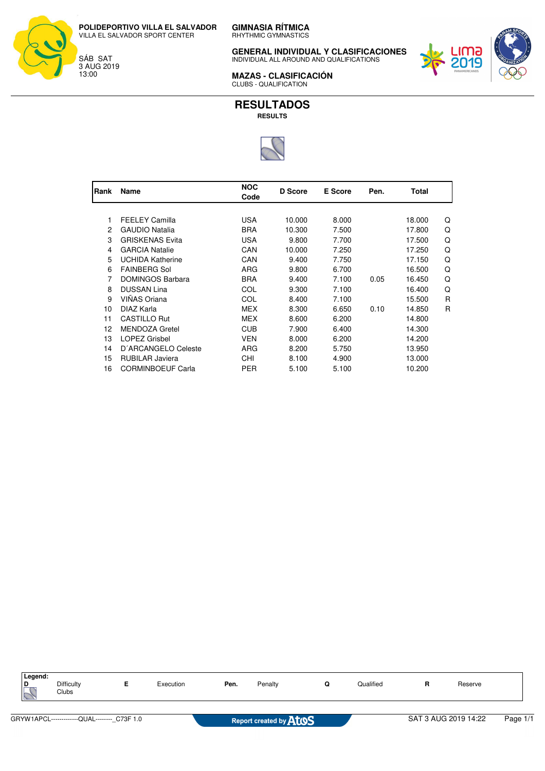**POLIDEPORTIVO VILLA EL SALVADOR**
VILLA EL SALVADOR SPORT CENTER

SÁB SAT
3 AUG 2019
13:00

**GIMNASIA RÍTMICA**
RHYTHMIC GYMNASTICS

**GENERAL INDIVIDUAL Y CLASIFICACIONES**
INDIVIDUAL ALL AROUND AND QUALIFICATIONS

**MAZAS - CLASIFICACIÓN**
CLUBS - QUALIFICATION

# RESULTADOS

**RESULTS**

| Rank | Name | NOC Code | D Score | E Score | Pen. | Total | |
|---|---|---|---|---|---|---|---|
| 1 | FEELEY Camilla | USA | 10.000 | 8.000 | | 18.000 | Q |
| 2 | GAUDIO Natalia | BRA | 10.300 | 7.500 | | 17.800 | Q |
| 3 | GRISKENAS Evita | USA | 9.800 | 7.700 | | 17.500 | Q |
| 4 | GARCIA Natalie | CAN | 10.000 | 7.250 | | 17.250 | Q |
| 5 | UCHIDA Katherine | CAN | 9.400 | 7.750 | | 17.150 | Q |
| 6 | FAINBERG Sol | ARG | 9.800 | 6.700 | | 16.500 | Q |
| 7 | DOMINGOS Barbara | BRA | 9.400 | 7.100 | 0.05 | 16.450 | Q |
| 8 | DUSSAN Lina | COL | 9.300 | 7.100 | | 16.400 | Q |
| 9 | VIÑAS Oriana | COL | 8.400 | 7.100 | | 15.500 | R |
| 10 | DIAZ Karla | MEX | 8.300 | 6.650 | 0.10 | 14.850 | R |
| 11 | CASTILLO Rut | MEX | 8.600 | 6.200 | | 14.800 | |
| 12 | MENDOZA Gretel | CUB | 7.900 | 6.400 | | 14.300 | |
| 13 | LOPEZ Grisbel | VEN | 8.000 | 6.200 | | 14.200 | |
| 14 | D´ARCANGELO Celeste | ARG | 8.200 | 5.750 | | 13.950 | |
| 15 | RUBILAR Javiera | CHI | 8.100 | 4.900 | | 13.000 | |
| 16 | CORMINBOEUF Carla | PER | 5.100 | 5.100 | | 10.200 | |

**Legend:**

| | | | | | |
|---|---|---|---|---|---|
| **D** Clubs | Difficulty Clubs | **E** Execution | **Pen.** Penalty | **Q** Qualified | **R** Reserve |

GRYW1APCL-------------QUAL--------_C73F 1.0 Report created by Atos SAT 3 AUG 2019 14:22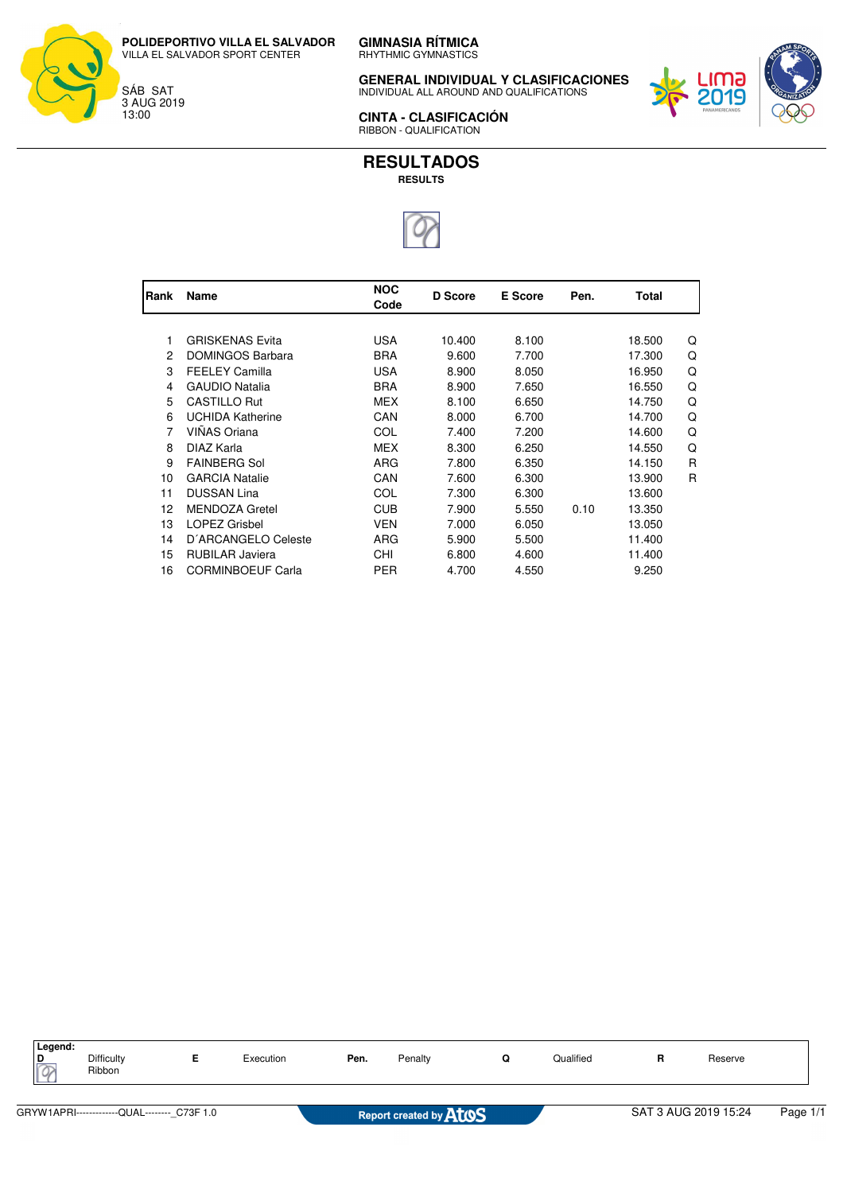**POLIDEPORTIVO VILLA EL SALVADOR**
VILLA EL SALVADOR SPORT CENTER

SÁB SAT
3 AUG 2019
13:00

**GIMNASIA RÍTMICA**
RHYTHMIC GYMNASTICS

**GENERAL INDIVIDUAL Y CLASIFICACIONES**
INDIVIDUAL ALL AROUND AND QUALIFICATIONS

**CINTA - CLASIFICACIÓN**
RIBBON - QUALIFICATION

# RESULTADOS

**RESULTS**

| Rank | Name | NOC Code | D Score | E Score | Pen. | Total | |
|---|---|---|---|---|---|---|---|
| 1 | GRISKENAS Evita | USA | 10.400 | 8.100 | | 18.500 | Q |
| 2 | DOMINGOS Barbara | BRA | 9.600 | 7.700 | | 17.300 | Q |
| 3 | FEELEY Camilla | USA | 8.900 | 8.050 | | 16.950 | Q |
| 4 | GAUDIO Natalia | BRA | 8.900 | 7.650 | | 16.550 | Q |
| 5 | CASTILLO Rut | MEX | 8.100 | 6.650 | | 14.750 | Q |
| 6 | UCHIDA Katherine | CAN | 8.000 | 6.700 | | 14.700 | Q |
| 7 | VIÑAS Oriana | COL | 7.400 | 7.200 | | 14.600 | Q |
| 8 | DIAZ Karla | MEX | 8.300 | 6.250 | | 14.550 | Q |
| 9 | FAINBERG Sol | ARG | 7.800 | 6.350 | | 14.150 | R |
| 10 | GARCIA Natalie | CAN | 7.600 | 6.300 | | 13.900 | R |
| 11 | DUSSAN Lina | COL | 7.300 | 6.300 | | 13.600 | |
| 12 | MENDOZA Gretel | CUB | 7.900 | 5.550 | 0.10 | 13.350 | |
| 13 | LOPEZ Grisbel | VEN | 7.000 | 6.050 | | 13.050 | |
| 14 | D´ARCANGELO Celeste | ARG | 5.900 | 5.500 | | 11.400 | |
| 15 | RUBILAR Javiera | CHI | 6.800 | 4.600 | | 11.400 | |
| 16 | CORMINBOEUF Carla | PER | 4.700 | 4.550 | | 9.250 | |

**Legend:**

| | | | | | | | | | |
|---|---|---|---|---|---|---|---|---|---|
| **D** | Difficulty | **E** | Execution | **Pen.** | Penalty | **Q** | Qualified | **R** | Reserve |
| | Ribbon | | | | | | | | |

GRYW1APRI------------QUAL--------_C73F 1.0 Report created by Atos SAT 3 AUG 2019 15:24